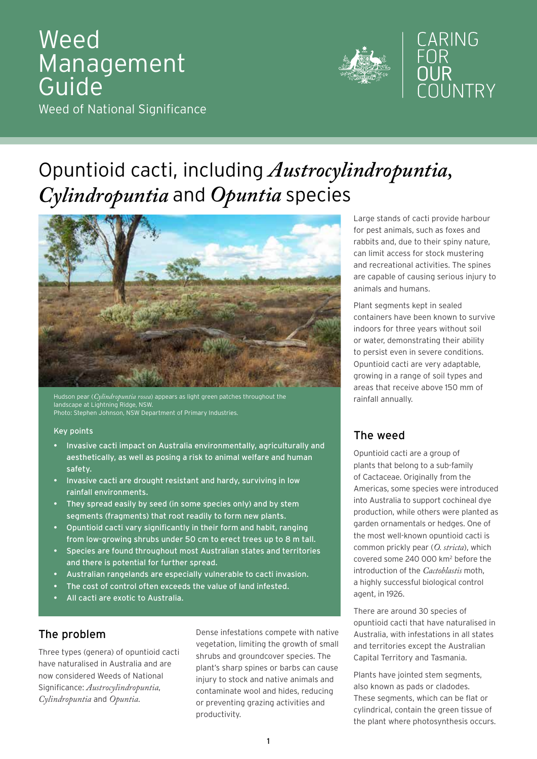Weed Management Guide

Weed of National Significance

CARING FOR OUR COUNTRY

# Opuntioid cacti, including *Austrocylindropuntia*, *Cylindropuntia* and *Opuntia* species

Hudson pear (*Cylindropuntia rosea*) appears as light green patches throughout the landscape at Lightning Ridge, NSW.
Photo: Stephen Johnson, NSW Department of Primary Industries.

### Key points

- Invasive cacti impact on Australia environmentally, agriculturally and aesthetically, as well as posing a risk to animal welfare and human safety.
- Invasive cacti are drought resistant and hardy, surviving in low rainfall environments.
- They spread easily by seed (in some species only) and by stem segments (fragments) that root readily to form new plants.
- Opuntioid cacti vary significantly in their form and habit, ranging from low-growing shrubs under 50 cm to erect trees up to 8 m tall.
- Species are found throughout most Australian states and territories and there is potential for further spread.
- Australian rangelands are especially vulnerable to cacti invasion.
- The cost of control often exceeds the value of land infested.
- All cacti are exotic to Australia.

## The problem

Three types (genera) of opuntioid cacti have naturalised in Australia and are now considered Weeds of National Significance: *Austrocylindropuntia*, *Cylindropuntia* and *Opuntia*.

Dense infestations compete with native vegetation, limiting the growth of small shrubs and groundcover species. The plant's sharp spines or barbs can cause injury to stock and native animals and contaminate wool and hides, reducing or preventing grazing activities and productivity.

Large stands of cacti provide harbour for pest animals, such as foxes and rabbits and, due to their spiny nature, can limit access for stock mustering and recreational activities. The spines are capable of causing serious injury to animals and humans.

Plant segments kept in sealed containers have been known to survive indoors for three years without soil or water, demonstrating their ability to persist even in severe conditions. Opuntioid cacti are very adaptable, growing in a range of soil types and areas that receive above 150 mm of rainfall annually.

## The weed

Opuntioid cacti are a group of plants that belong to a sub-family of Cactaceae. Originally from the Americas, some species were introduced into Australia to support cochineal dye production, while others were planted as garden ornamentals or hedges. One of the most well-known opuntioid cacti is common prickly pear (*O. stricta*), which covered some 240 000 km$^2$ before the introduction of the *Cactoblastis* moth, a highly successful biological control agent, in 1926.

There are around 30 species of opuntioid cacti that have naturalised in Australia, with infestations in all states and territories except the Australian Capital Territory and Tasmania.

Plants have jointed stem segments, also known as pads or cladodes. These segments, which can be flat or cylindrical, contain the green tissue of the plant where photosynthesis occurs.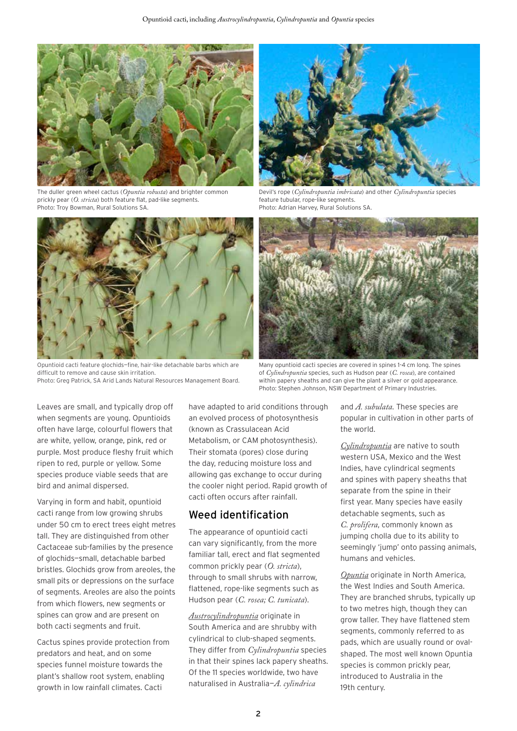The duller green wheel cactus (*Opuntia robusta*) and brighter common prickly pear (*O. stricta*) both feature flat, pad-like segments.
Photo: Troy Bowman, Rural Solutions SA.

Devil's rope (*Cylindropuntia imbricata*) and other *Cylindropuntia* species feature tubular, rope-like segments.
Photo: Adrian Harvey, Rural Solutions SA.

Opuntioid cacti feature glochids—fine, hair-like detachable barbs which are difficult to remove and cause skin irritation.
Photo: Greg Patrick, SA Arid Lands Natural Resources Management Board.

Many opuntioid cacti species are covered in spines 1-4 cm long. The spines of *Cylindropuntia* species, such as Hudson pear (*C. rosea*), are contained within papery sheaths and can give the plant a silver or gold appearance.
Photo: Stephen Johnson, NSW Department of Primary Industries.

Leaves are small, and typically drop off when segments are young. Opuntioids often have large, colourful flowers that are white, yellow, orange, pink, red or purple. Most produce fleshy fruit which ripen to red, purple or yellow. Some species produce viable seeds that are bird and animal dispersed.

Varying in form and habit, opuntioid cacti range from low growing shrubs under 50 cm to erect trees eight metres tall. They are distinguished from other Cactaceae sub-families by the presence of glochids—small, detachable barbed bristles. Glochids grow from areoles, the small pits or depressions on the surface of segments. Areoles are also the points from which flowers, new segments or spines can grow and are present on both cacti segments and fruit.

Cactus spines provide protection from predators and heat, and on some species funnel moisture towards the plant's shallow root system, enabling growth in low rainfall climates. Cacti have adapted to arid conditions through an evolved process of photosynthesis (known as Crassulacean Acid Metabolism, or CAM photosynthesis). Their stomata (pores) close during the day, reducing moisture loss and allowing gas exchange to occur during the cooler night period. Rapid growth of cacti often occurs after rainfall.

## Weed identification

The appearance of opuntioid cacti can vary significantly, from the more familiar tall, erect and flat segmented common prickly pear (*O. stricta*), through to small shrubs with narrow, flattened, rope-like segments such as Hudson pear (*C. rosea; C. tunicata*).

*Austrocylindropuntia* originate in South America and are shrubby with cylindrical to club-shaped segments. They differ from *Cylindropuntia* species in that their spines lack papery sheaths. Of the 11 species worldwide, two have naturalised in Australia—*A. cylindrica* and *A. subulata*. These species are popular in cultivation in other parts of the world.

*Cylindropuntia* are native to south western USA, Mexico and the West Indies, have cylindrical segments and spines with papery sheaths that separate from the spine in their first year. Many species have easily detachable segments, such as *C. prolifera*, commonly known as jumping cholla due to its ability to seemingly 'jump' onto passing animals, humans and vehicles.

*Opuntia* originate in North America, the West Indies and South America. They are branched shrubs, typically up to two metres high, though they can grow taller. They have flattened stem segments, commonly referred to as pads, which are usually round or oval-shaped. The most well known Opuntia species is common prickly pear, introduced to Australia in the 19th century.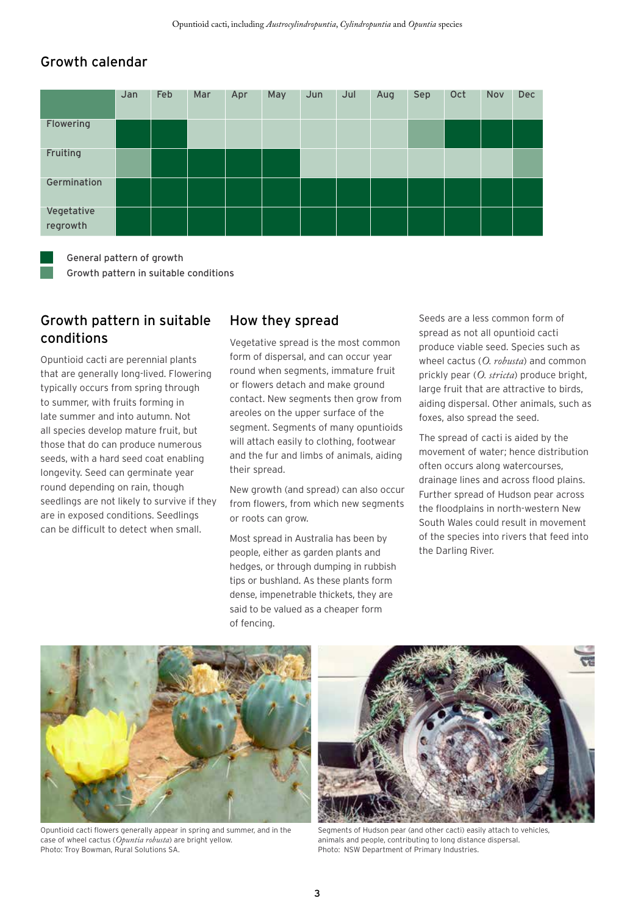## Growth calendar

| | Jan | Feb | Mar | Apr | May | Jun | Jul | Aug | Sep | Oct | Nov | Dec |
|---|---|---|---|---|---|---|---|---|---|---|---|---|
| Flowering | ■ | ■ | | | | | | | ▒ | ■ | ■ | ■ |
| Fruiting | ▒ | ■ | ■ | ■ | ■ | | | | | | | ▒ |
| Germination | ■ | ■ | ■ | ■ | ■ | ■ | ■ | ■ | ■ | ■ | ■ | ■ |
| Vegetative regrowth | ■ | ■ | ■ | ■ | ■ | ■ | ■ | ■ | ■ | ■ | ■ | ■ |

■ General pattern of growth

▒ Growth pattern in suitable conditions

## Growth pattern in suitable conditions

Opuntioid cacti are perennial plants that are generally long-lived. Flowering typically occurs from spring through to summer, with fruits forming in late summer and into autumn. Not all species develop mature fruit, but those that do can produce numerous seeds, with a hard seed coat enabling longevity. Seed can germinate year round depending on rain, though seedlings are not likely to survive if they are in exposed conditions. Seedlings can be difficult to detect when small.

## How they spread

Vegetative spread is the most common form of dispersal, and can occur year round when segments, immature fruit or flowers detach and make ground contact. New segments then grow from areoles on the upper surface of the segment. Segments of many opuntioids will attach easily to clothing, footwear and the fur and limbs of animals, aiding their spread.

New growth (and spread) can also occur from flowers, from which new segments or roots can grow.

Most spread in Australia has been by people, either as garden plants and hedges, or through dumping in rubbish tips or bushland. As these plants form dense, impenetrable thickets, they are said to be valued as a cheaper form of fencing.

Seeds are a less common form of spread as not all opuntioid cacti produce viable seed. Species such as wheel cactus (*O. robusta*) and common prickly pear (*O. stricta*) produce bright, large fruit that are attractive to birds, aiding dispersal. Other animals, such as foxes, also spread the seed.

The spread of cacti is aided by the movement of water; hence distribution often occurs along watercourses, drainage lines and across flood plains. Further spread of Hudson pear across the floodplains in north-western New South Wales could result in movement of the species into rivers that feed into the Darling River.

Opuntioid cacti flowers generally appear in spring and summer, and in the case of wheel cactus (*Opuntia robusta*) are bright yellow.
Photo: Troy Bowman, Rural Solutions SA.

Segments of Hudson pear (and other cacti) easily attach to vehicles, animals and people, contributing to long distance dispersal.
Photo: NSW Department of Primary Industries.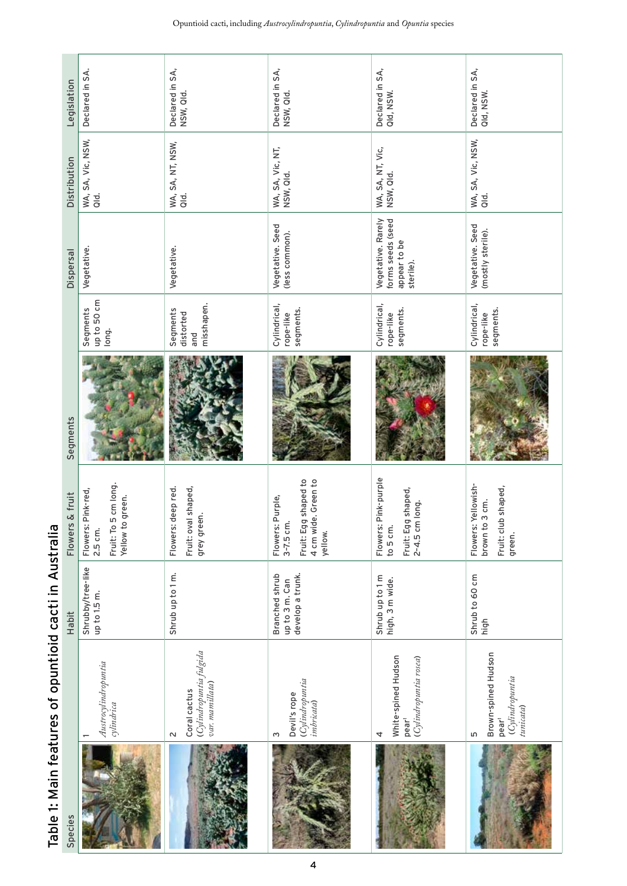# Table 1: Main features of opuntioid cacti in Australia

| Species | | Habit | Flowers & fruit | Segments | | Dispersal | Distribution | Legislation |
|---|---|---|---|---|---|---|---|---|
| | 1 *Austrocylindropuntia cylindrica* | Shrubby/tree-like up to 1.5 m. | Flowers: Pink-red, 2.5 cm. Fruit: To 5 cm long. Yellow to green. | | Segments up to 50 cm long. | Vegetative. | WA, SA, Vic, NSW, Qld. | Declared in SA. |
| | 2 Coral cactus (*Cylindropuntia fulgida var. mamillata*) | Shrub up to 1 m. | Flowers: deep red. Fruit: oval shaped, grey green. | | Segments distorted and misshapen. | Vegetative. | WA, SA, NT, NSW, Qld. | Declared in SA, NSW, Qld. |
| | 3 Devil's rope (*Cylindropuntia imbricata*) | Branched shrub up to 3 m. Can develop a trunk. | Flowers: Purple, 3-7.5 cm. Fruit: Egg shaped to 4 cm wide. Green to yellow. | | Cylindrical, rope-like segments. | Vegetative. Seed (less common). | WA, SA, Vic, NT, NSW, Qld. | Declared in SA, NSW, Qld. |
| | 4 White-spined Hudson pear[1] (*Cylindropuntia rosea*) | Shrub up to 1 m high, 3 m wide. | Flowers: Pink-purple to 5 cm. Fruit: Egg shaped, 2–4.5 cm long. | | Cylindrical, rope-like segments. | Vegetative. Rarely forms seeds (seed appear to be sterile). | WA, SA, NT, Vic, NSW, Qld. | Declared in SA, Qld, NSW. |
| | 5 Brown-spined Hudson pear[1] (*Cylindropuntia tunicata*) | Shrub to 60 cm high | Flowers: Yellowish-brown to 3 cm. Fruit: club shaped, green. | | Cylindrical, rope-like segments. | Vegetative. Seed (mostly sterile). | WA, SA, Vic, NSW, Qld. | Declared in SA, Qld, NSW. |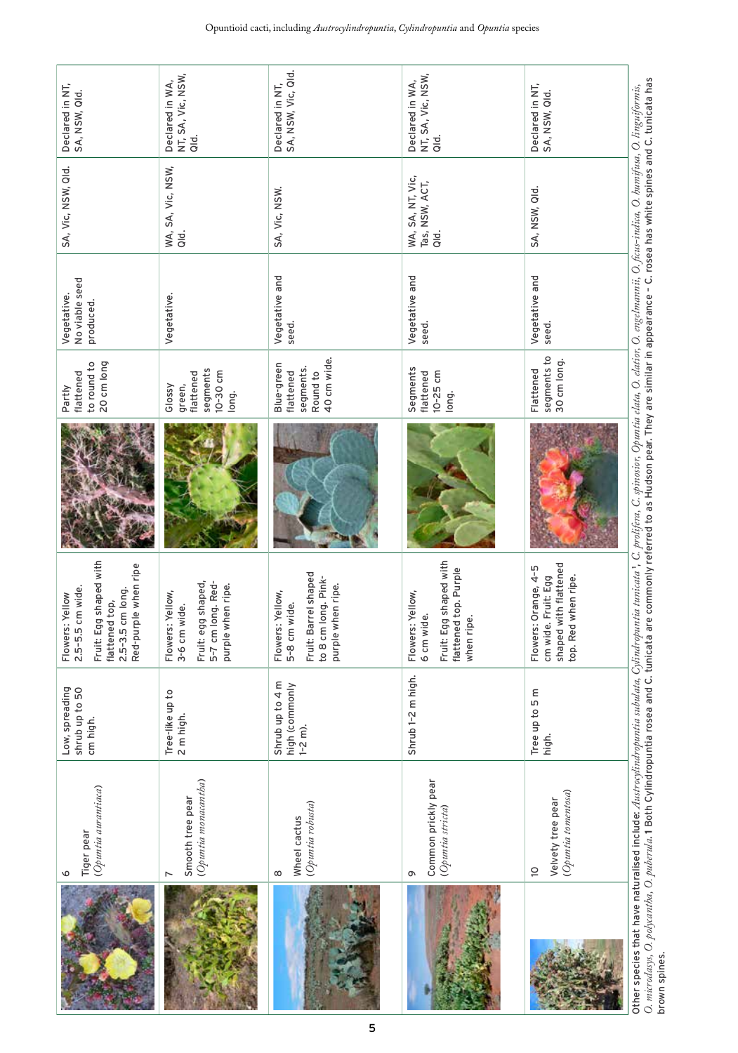| | Species | Form | Flowers and fruit | | Segments | Reproduction | Distribution | Status |
|---|---|---|---|---|---|---|---|---|
| | 6 Tiger pear (*Opuntia aurantiaca*) | Low, spreading shrub up to 50 cm high. | Flowers: Yellow 2.5–5.5 cm wide. Fruit: Egg shaped with flattened top, 2.5–3.5 cm long. Red-purple when ripe | | Partly flattened to round to 20 cm long | Vegetative. No viable seed produced. | SA, Vic, NSW, Qld. | Declared in NT, SA, NSW, Qld. |
| | 7 Smooth tree pear (*Opuntia monacantha*) | Tree-like up to 2 m high. | Flowers: Yellow, 3-6 cm wide. Fruit: egg shaped, 5-7 cm long. Red-purple when ripe. | | Glossy green, flattened segments 10–30 cm long. | Vegetative. | WA, SA, Vic, NSW, Qld. | Declared in WA, NT, SA, Vic, NSW, Qld. |
| | 8 Wheel cactus (*Opuntia robusta*) | Shrub up to 4 m high (commonly 1-2 m). | Flowers: Yellow, 5–8 cm wide. Fruit: Barrel shaped to 8 cm long. Pink-purple when ripe. | | Blue-green flattened segments. Round to 40 cm wide. | Vegetative and seed. | SA, Vic, NSW. | Declared in NT, SA, NSW, Vic, Qld. |
| | 9 Common prickly pear (*Opuntia stricta*) | Shrub 1-2 m high. | Flowers: Yellow, 6 cm wide. Fruit: Egg shaped with flattened top. Purple when ripe. | | Segments flattened 10–25 cm long. | Vegetative and seed. | WA, SA, NT, Vic, Tas, NSW, ACT, Qld. | Declared in WA, NT, SA, Vic, NSW, Qld. |
| | 10 Velvety tree pear (*Opuntia tomentosa*) | Tree up to 5 m high. | Flowers: Orange, 4–5 cm wide. Fruit: Egg shaped with flattened top. Red when ripe. | | Flattened segments to 30 cm long. | Vegetative and seed. | SA, NSW, Qld. | Declared in NT, SA, NSW, Qld. |

Other species that have naturalised include: *Austrocylindropuntia subulata, Cylindropuntia tunicata*[1], *C. prolifera, C. spinosior, Opuntia elata, O. elatior, O. engelmannii, O. ficus-indica, O. humifusa, O. linguiformis, O. microdasys, O. polyacantha, O. puberula.* 1 Both Cylindropuntia rosea and C. tunicata are commonly referred to as Hudson pear. They are similar in appearance – C. rosea has white spines and C. tunicata has brown spines.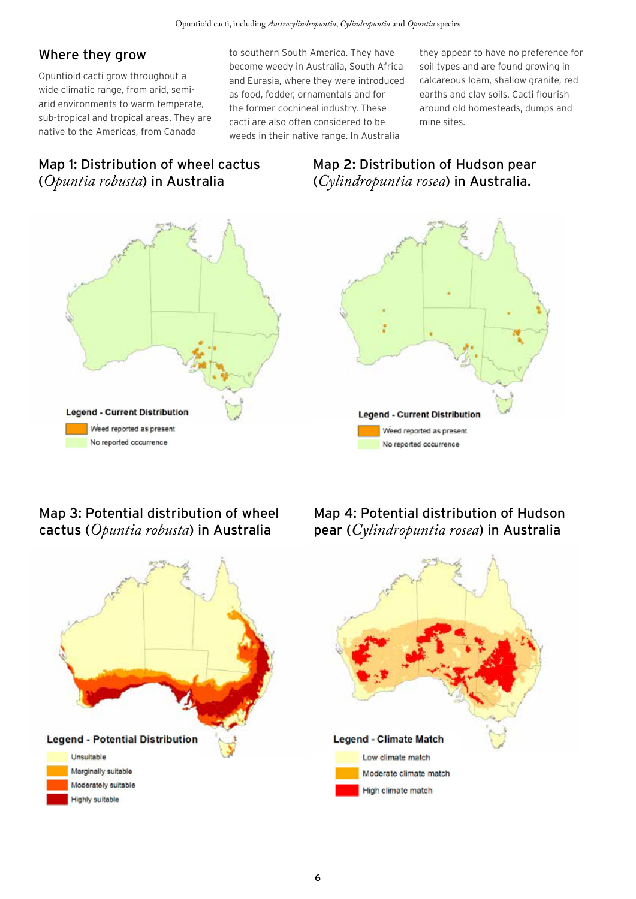## Where they grow

Opuntioid cacti grow throughout a wide climatic range, from arid, semi-arid environments to warm temperate, sub-tropical and tropical areas. They are native to the Americas, from Canada to southern South America. They have become weedy in Australia, South Africa and Eurasia, where they were introduced as food, fodder, ornamentals and for the former cochineal industry. These cacti are also often considered to be weeds in their native range. In Australia they appear to have no preference for soil types and are found growing in calcareous loam, shallow granite, red earths and clay soils. Cacti flourish around old homesteads, dumps and mine sites.

### Map 1: Distribution of wheel cactus (*Opuntia robusta*) in Australia

Legend - Current Distribution
- Weed reported as present
- No reported occurrence

### Map 2: Distribution of Hudson pear (*Cylindropuntia rosea*) in Australia.

Legend - Current Distribution
- Weed reported as present
- No reported occurrence

### Map 3: Potential distribution of wheel cactus (*Opuntia robusta*) in Australia

Legend - Potential Distribution
- Unsuitable
- Marginally suitable
- Moderately suitable
- Highly suitable

### Map 4: Potential distribution of Hudson pear (*Cylindropuntia rosea*) in Australia

Legend - Climate Match
- Low climate match
- Moderate climate match
- High climate match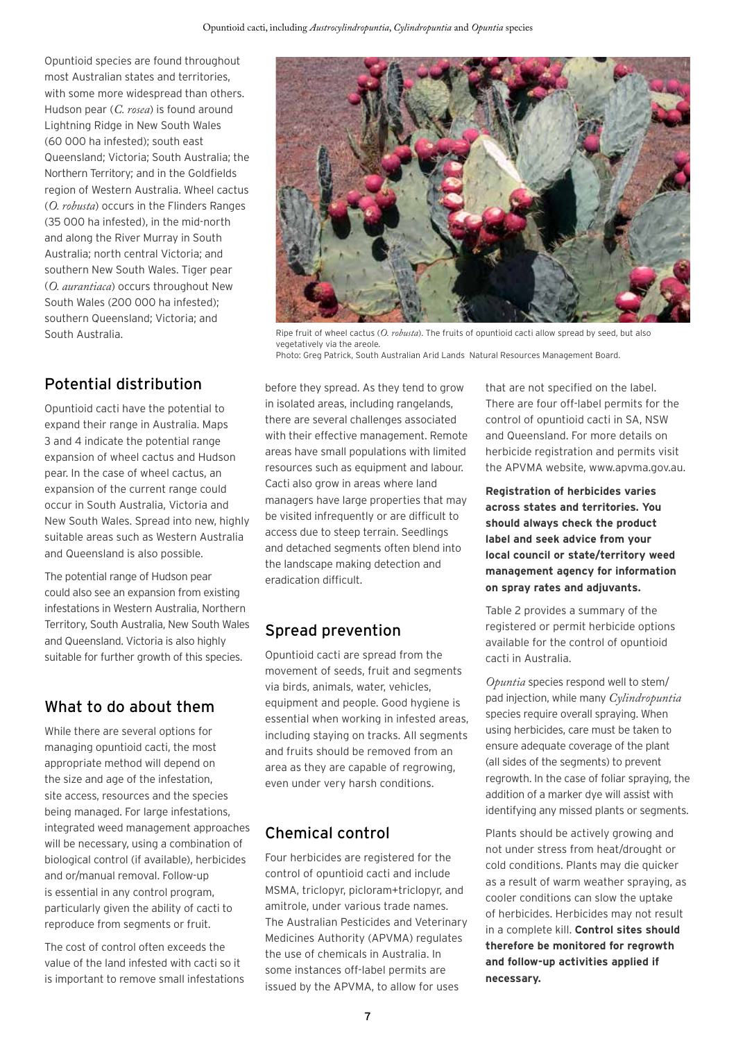Opuntioid species are found throughout most Australian states and territories, with some more widespread than others. Hudson pear (*C. rosea*) is found around Lightning Ridge in New South Wales (60 000 ha infested); south east Queensland; Victoria; South Australia; the Northern Territory; and in the Goldfields region of Western Australia. Wheel cactus (*O. robusta*) occurs in the Flinders Ranges (35 000 ha infested), in the mid-north and along the River Murray in South Australia; north central Victoria; and southern New South Wales. Tiger pear (*O. aurantiaca*) occurs throughout New South Wales (200 000 ha infested); southern Queensland; Victoria; and South Australia.

Ripe fruit of wheel cactus (*O. robusta*). The fruits of opuntioid cacti allow spread by seed, but also vegetatively via the areole.
Photo: Greg Patrick, South Australian Arid Lands Natural Resources Management Board.

## Potential distribution

Opuntioid cacti have the potential to expand their range in Australia. Maps 3 and 4 indicate the potential range expansion of wheel cactus and Hudson pear. In the case of wheel cactus, an expansion of the current range could occur in South Australia, Victoria and New South Wales. Spread into new, highly suitable areas such as Western Australia and Queensland is also possible.

The potential range of Hudson pear could also see an expansion from existing infestations in Western Australia, Northern Territory, South Australia, New South Wales and Queensland. Victoria is also highly suitable for further growth of this species.

## What to do about them

While there are several options for managing opuntioid cacti, the most appropriate method will depend on the size and age of the infestation, site access, resources and the species being managed. For large infestations, integrated weed management approaches will be necessary, using a combination of biological control (if available), herbicides and or/manual removal. Follow-up is essential in any control program, particularly given the ability of cacti to reproduce from segments or fruit.

The cost of control often exceeds the value of the land infested with cacti so it is important to remove small infestations before they spread. As they tend to grow in isolated areas, including rangelands, there are several challenges associated with their effective management. Remote areas have small populations with limited resources such as equipment and labour. Cacti also grow in areas where land managers have large properties that may be visited infrequently or are difficult to access due to steep terrain. Seedlings and detached segments often blend into the landscape making detection and eradication difficult.

## Spread prevention

Opuntioid cacti are spread from the movement of seeds, fruit and segments via birds, animals, water, vehicles, equipment and people. Good hygiene is essential when working in infested areas, including staying on tracks. All segments and fruits should be removed from an area as they are capable of regrowing, even under very harsh conditions.

## Chemical control

Four herbicides are registered for the control of opuntioid cacti and include MSMA, triclopyr, picloram+triclopyr, and amitrole, under various trade names. The Australian Pesticides and Veterinary Medicines Authority (APVMA) regulates the use of chemicals in Australia. In some instances off-label permits are issued by the APVMA, to allow for uses that are not specified on the label. There are four off-label permits for the control of opuntioid cacti in SA, NSW and Queensland. For more details on herbicide registration and permits visit the APVMA website, www.apvma.gov.au.

**Registration of herbicides varies across states and territories. You should always check the product label and seek advice from your local council or state/territory weed management agency for information on spray rates and adjuvants.**

Table 2 provides a summary of the registered or permit herbicide options available for the control of opuntioid cacti in Australia.

*Opuntia* species respond well to stem/pad injection, while many *Cylindropuntia* species require overall spraying. When using herbicides, care must be taken to ensure adequate coverage of the plant (all sides of the segments) to prevent regrowth. In the case of foliar spraying, the addition of a marker dye will assist with identifying any missed plants or segments.

Plants should be actively growing and not under stress from heat/drought or cold conditions. Plants may die quicker as a result of warm weather spraying, as cooler conditions can slow the uptake of herbicides. Herbicides may not result in a complete kill. **Control sites should therefore be monitored for regrowth and follow-up activities applied if necessary.**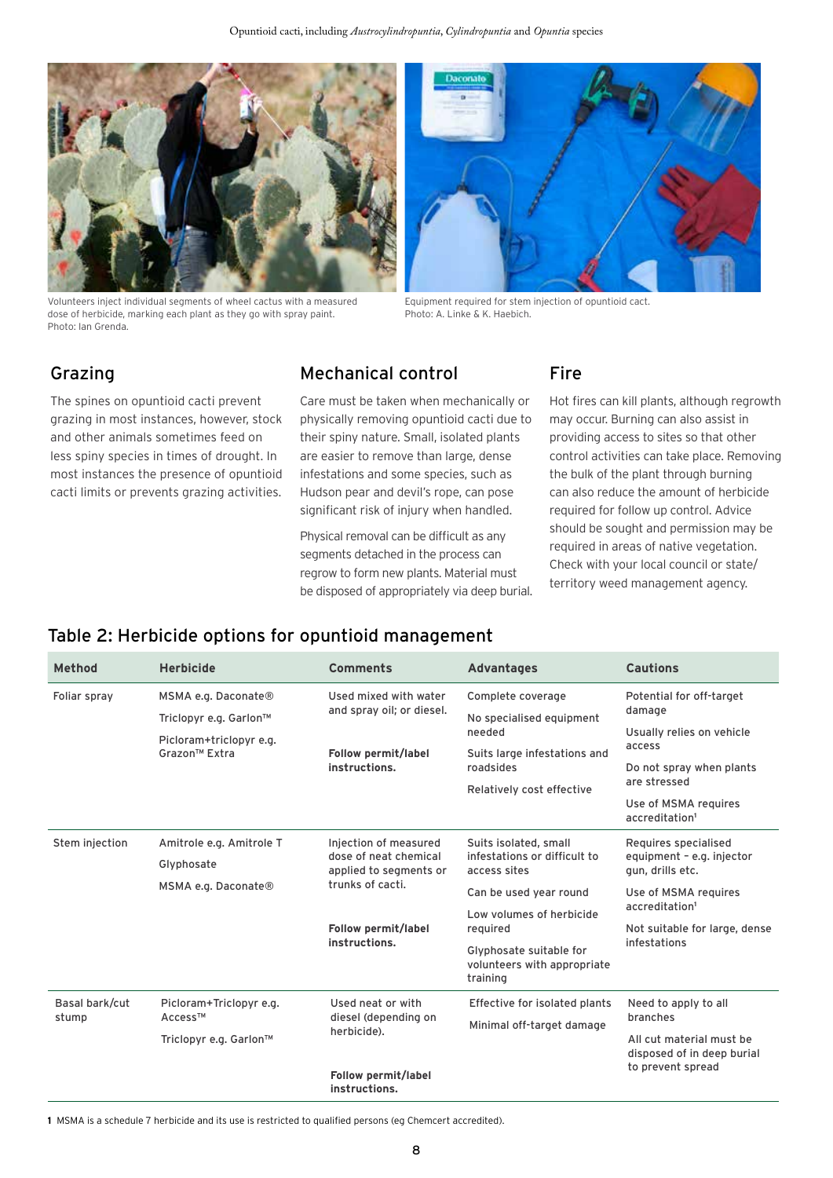Volunteers inject individual segments of wheel cactus with a measured dose of herbicide, marking each plant as they go with spray paint. Photo: Ian Grenda.

Equipment required for stem injection of opuntioid cact. Photo: A. Linke & K. Haebich.

## Grazing

The spines on opuntioid cacti prevent grazing in most instances, however, stock and other animals sometimes feed on less spiny species in times of drought. In most instances the presence of opuntioid cacti limits or prevents grazing activities.

## Mechanical control

Care must be taken when mechanically or physically removing opuntioid cacti due to their spiny nature. Small, isolated plants are easier to remove than large, dense infestations and some species, such as Hudson pear and devil's rope, can pose significant risk of injury when handled.

Physical removal can be difficult as any segments detached in the process can regrow to form new plants. Material must be disposed of appropriately via deep burial.

## Fire

Hot fires can kill plants, although regrowth may occur. Burning can also assist in providing access to sites so that other control activities can take place. Removing the bulk of the plant through burning can also reduce the amount of herbicide required for follow up control. Advice should be sought and permission may be required in areas of native vegetation. Check with your local council or state/territory weed management agency.

## Table 2: Herbicide options for opuntioid management

| Method | Herbicide | Comments | Advantages | Cautions |
|---|---|---|---|---|
| Foliar spray | MSMA e.g. Daconate®<br>Triclopyr e.g. Garlon™<br>Picloram+triclopyr e.g. Grazon™ Extra | Used mixed with water and spray oil; or diesel.<br>**Follow permit/label instructions.** | Complete coverage<br>No specialised equipment needed<br>Suits large infestations and roadsides<br>Relatively cost effective | Potential for off-target damage<br>Usually relies on vehicle access<br>Do not spray when plants are stressed<br>Use of MSMA requires accreditation[1] |
| Stem injection | Amitrole e.g. Amitrole T<br>Glyphosate<br>MSMA e.g. Daconate® | Injection of measured dose of neat chemical applied to segments or trunks of cacti.<br>**Follow permit/label instructions.** | Suits isolated, small infestations or difficult to access sites<br>Can be used year round<br>Low volumes of herbicide required<br>Glyphosate suitable for volunteers with appropriate training | Requires specialised equipment – e.g. injector gun, drills etc.<br>Use of MSMA requires accreditation[1]<br>Not suitable for large, dense infestations |
| Basal bark/cut stump | Picloram+Triclopyr e.g. Access™<br>Triclopyr e.g. Garlon™ | Used neat or with diesel (depending on herbicide).<br>**Follow permit/label instructions.** | Effective for isolated plants<br>Minimal off-target damage | Need to apply to all branches<br>All cut material must be disposed of in deep burial to prevent spread |

**1** MSMA is a schedule 7 herbicide and its use is restricted to qualified persons (eg Chemcert accredited).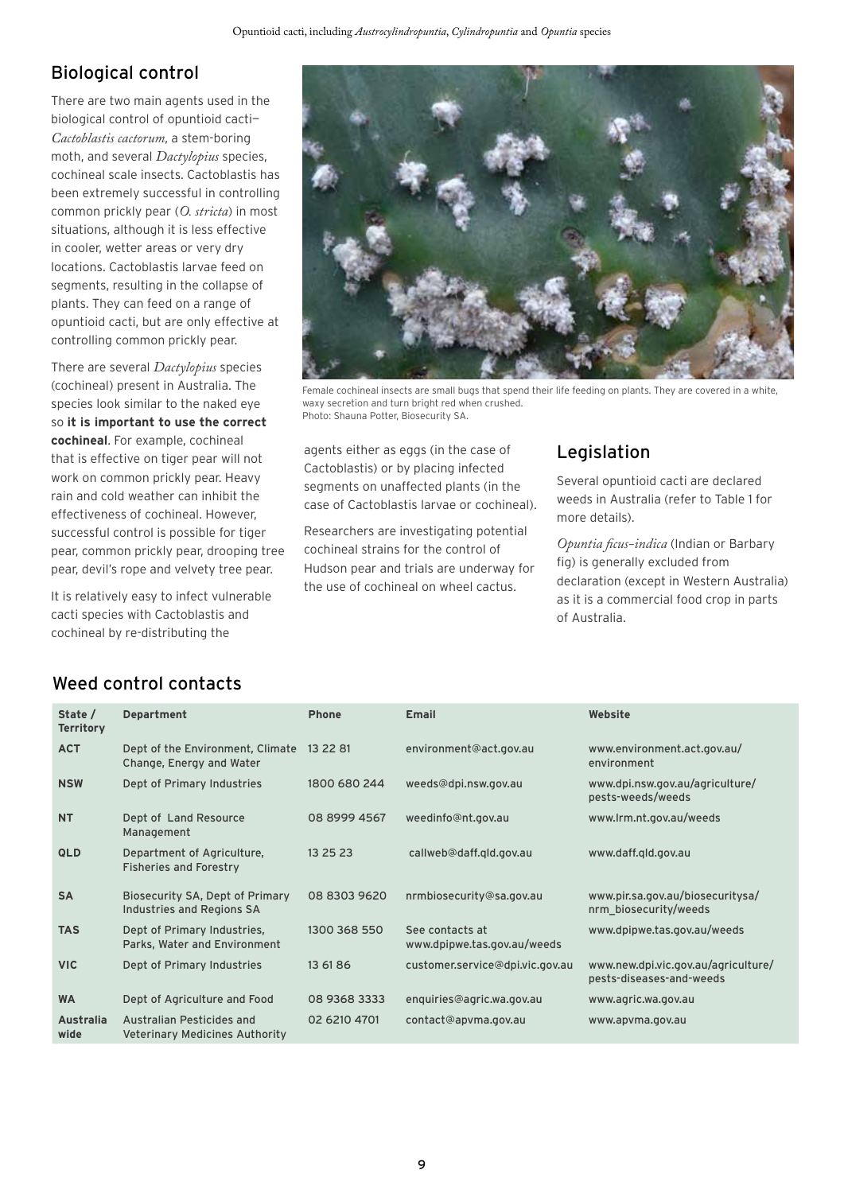## Biological control

There are two main agents used in the biological control of opuntioid cacti—*Cactoblastis cactorum*, a stem-boring moth, and several *Dactylopius* species, cochineal scale insects. Cactoblastis has been extremely successful in controlling common prickly pear (*O. stricta*) in most situations, although it is less effective in cooler, wetter areas or very dry locations. Cactoblastis larvae feed on segments, resulting in the collapse of plants. They can feed on a range of opuntioid cacti, but are only effective at controlling common prickly pear.

There are several *Dactylopius* species (cochineal) present in Australia. The species look similar to the naked eye so **it is important to use the correct cochineal**. For example, cochineal that is effective on tiger pear will not work on common prickly pear. Heavy rain and cold weather can inhibit the effectiveness of cochineal. However, successful control is possible for tiger pear, common prickly pear, drooping tree pear, devil's rope and velvety tree pear.

It is relatively easy to infect vulnerable cacti species with Cactoblastis and cochineal by re-distributing the agents either as eggs (in the case of Cactoblastis) or by placing infected segments on unaffected plants (in the case of Cactoblastis larvae or cochineal).

Researchers are investigating potential cochineal strains for the control of Hudson pear and trials are underway for the use of cochineal on wheel cactus.

Female cochineal insects are small bugs that spend their life feeding on plants. They are covered in a white, waxy secretion and turn bright red when crushed.
Photo: Shauna Potter, Biosecurity SA.

## Legislation

Several opuntioid cacti are declared weeds in Australia (refer to Table 1 for more details).

*Opuntia ficus-indica* (Indian or Barbary fig) is generally excluded from declaration (except in Western Australia) as it is a commercial food crop in parts of Australia.

## Weed control contacts

| State / Territory | Department | Phone | Email | Website |
|---|---|---|---|---|
| ACT | Dept of the Environment, Climate Change, Energy and Water | 13 22 81 | environment@act.gov.au | www.environment.act.gov.au/environment |
| NSW | Dept of Primary Industries | 1800 680 244 | weeds@dpi.nsw.gov.au | www.dpi.nsw.gov.au/agriculture/pests-weeds/weeds |
| NT | Dept of Land Resource Management | 08 8999 4567 | weedinfo@nt.gov.au | www.lrm.nt.gov.au/weeds |
| QLD | Department of Agriculture, Fisheries and Forestry | 13 25 23 | callweb@daff.qld.gov.au | www.daff.qld.gov.au |
| SA | Biosecurity SA, Dept of Primary Industries and Regions SA | 08 8303 9620 | nrmbiosecurity@sa.gov.au | www.pir.sa.gov.au/biosecuritysa/nrm_biosecurity/weeds |
| TAS | Dept of Primary Industries, Parks, Water and Environment | 1300 368 550 | See contacts at www.dpipwe.tas.gov.au/weeds | www.dpipwe.tas.gov.au/weeds |
| VIC | Dept of Primary Industries | 13 61 86 | customer.service@dpi.vic.gov.au | www.new.dpi.vic.gov.au/agriculture/pests-diseases-and-weeds |
| WA | Dept of Agriculture and Food | 08 9368 3333 | enquiries@agric.wa.gov.au | www.agric.wa.gov.au |
| Australia wide | Australian Pesticides and Veterinary Medicines Authority | 02 6210 4701 | contact@apvma.gov.au | www.apvma.gov.au |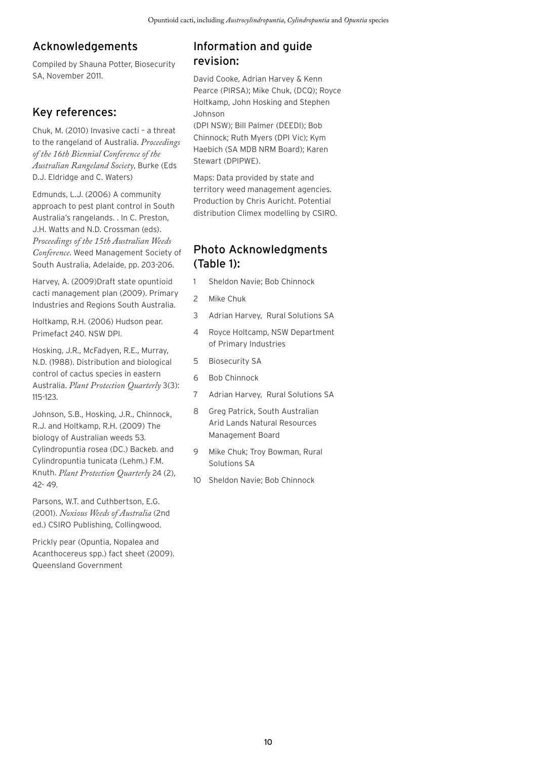## Acknowledgements

Compiled by Shauna Potter, Biosecurity SA, November 2011.

## Key references:

Chuk, M. (2010) Invasive cacti – a threat to the rangeland of Australia. *Proceedings of the 16th Biennial Conference of the Australian Rangeland Society*, Burke (Eds D.J. Eldridge and C. Waters)

Edmunds, L.J. (2006) A community approach to pest plant control in South Australia's rangelands. . In C. Preston, J.H. Watts and N.D. Crossman (eds). *Proceedings of the 15th Australian Weeds Conference*. Weed Management Society of South Australia, Adelaide, pp. 203-206.

Harvey, A. (2009)Draft state opuntioid cacti management plan (2009). Primary Industries and Regions South Australia.

Holtkamp, R.H. (2006) Hudson pear. Primefact 240. NSW DPI.

Hosking, J.R., McFadyen, R.E., Murray, N.D. (1988). Distribution and biological control of cactus species in eastern Australia. *Plant Protection Quarterly* 3(3): 115-123.

Johnson, S.B., Hosking, J.R., Chinnock, R.J. and Holtkamp, R.H. (2009) The biology of Australian weeds 53. Cylindropuntia rosea (DC.) Backeb. and Cylindropuntia tunicata (Lehm.) F.M. Knuth. *Plant Protection Quarterly* 24 (2), 42- 49.

Parsons, W.T. and Cuthbertson, E.G. (2001). *Noxious Weeds of Australia* (2nd ed.) CSIRO Publishing, Collingwood.

Prickly pear (Opuntia, Nopalea and Acanthocereus spp.) fact sheet (2009). Queensland Government

## Information and guide revision:

David Cooke, Adrian Harvey & Kenn Pearce (PIRSA); Mike Chuk, (DCQ); Royce Holtkamp, John Hosking and Stephen Johnson (DPI NSW); Bill Palmer (DEEDI); Bob Chinnock; Ruth Myers (DPI Vic); Kym Haebich (SA MDB NRM Board); Karen Stewart (DPIPWE).

Maps: Data provided by state and territory weed management agencies. Production by Chris Auricht. Potential distribution Climex modelling by CSIRO.

## Photo Acknowledgments (Table 1):

1. Sheldon Navie; Bob Chinnock
2. Mike Chuk
3. Adrian Harvey, Rural Solutions SA
4. Royce Holtcamp, NSW Department of Primary Industries
5. Biosecurity SA
6. Bob Chinnock
7. Adrian Harvey, Rural Solutions SA
8. Greg Patrick, South Australian Arid Lands Natural Resources Management Board
9. Mike Chuk; Troy Bowman, Rural Solutions SA
10. Sheldon Navie; Bob Chinnock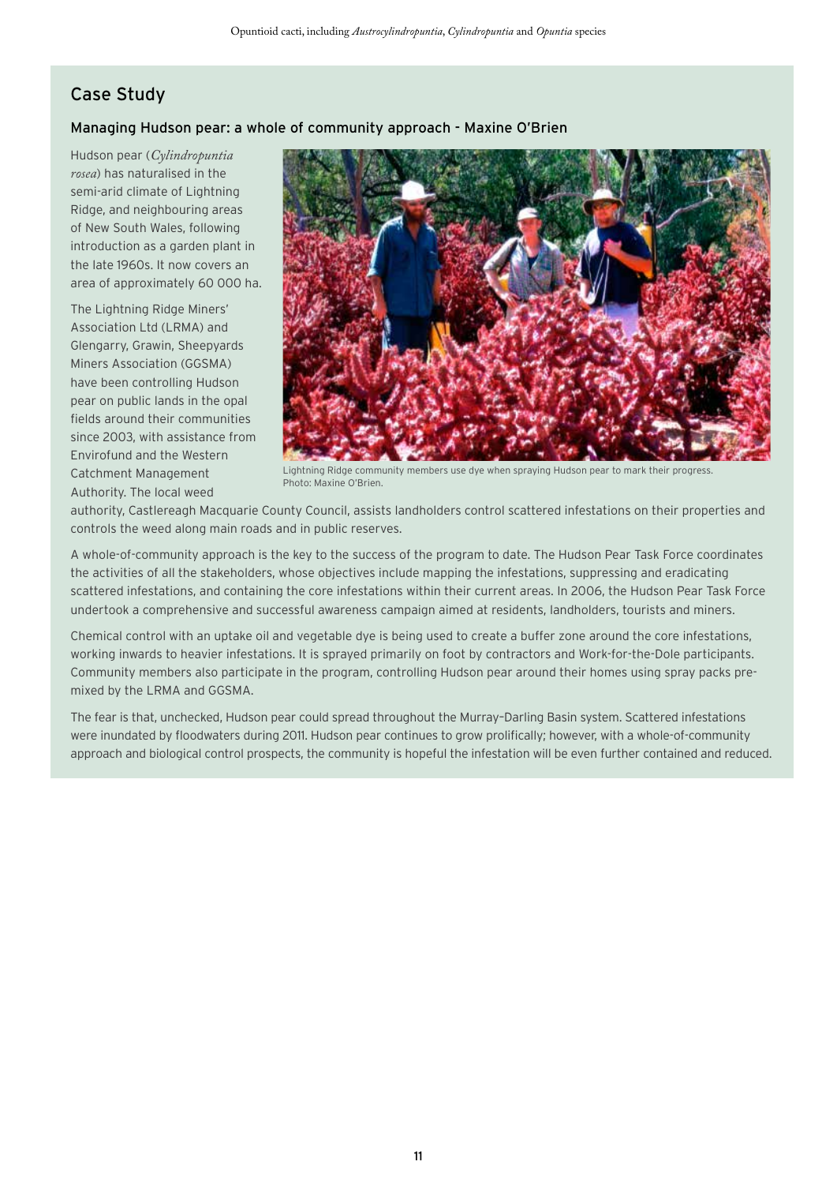## Case Study

### Managing Hudson pear: a whole of community approach - Maxine O'Brien

Hudson pear (*Cylindropuntia rosea*) has naturalised in the semi-arid climate of Lightning Ridge, and neighbouring areas of New South Wales, following introduction as a garden plant in the late 1960s. It now covers an area of approximately 60 000 ha.

The Lightning Ridge Miners' Association Ltd (LRMA) and Glengarry, Grawin, Sheepyards Miners Association (GGSMA) have been controlling Hudson pear on public lands in the opal fields around their communities since 2003, with assistance from Envirofund and the Western Catchment Management Authority. The local weed authority, Castlereagh Macquarie County Council, assists landholders control scattered infestations on their properties and controls the weed along main roads and in public reserves.

Lightning Ridge community members use dye when spraying Hudson pear to mark their progress. Photo: Maxine O'Brien.

A whole-of-community approach is the key to the success of the program to date. The Hudson Pear Task Force coordinates the activities of all the stakeholders, whose objectives include mapping the infestations, suppressing and eradicating scattered infestations, and containing the core infestations within their current areas. In 2006, the Hudson Pear Task Force undertook a comprehensive and successful awareness campaign aimed at residents, landholders, tourists and miners.

Chemical control with an uptake oil and vegetable dye is being used to create a buffer zone around the core infestations, working inwards to heavier infestations. It is sprayed primarily on foot by contractors and Work-for-the-Dole participants. Community members also participate in the program, controlling Hudson pear around their homes using spray packs pre-mixed by the LRMA and GGSMA.

The fear is that, unchecked, Hudson pear could spread throughout the Murray–Darling Basin system. Scattered infestations were inundated by floodwaters during 2011. Hudson pear continues to grow prolifically; however, with a whole-of-community approach and biological control prospects, the community is hopeful the infestation will be even further contained and reduced.